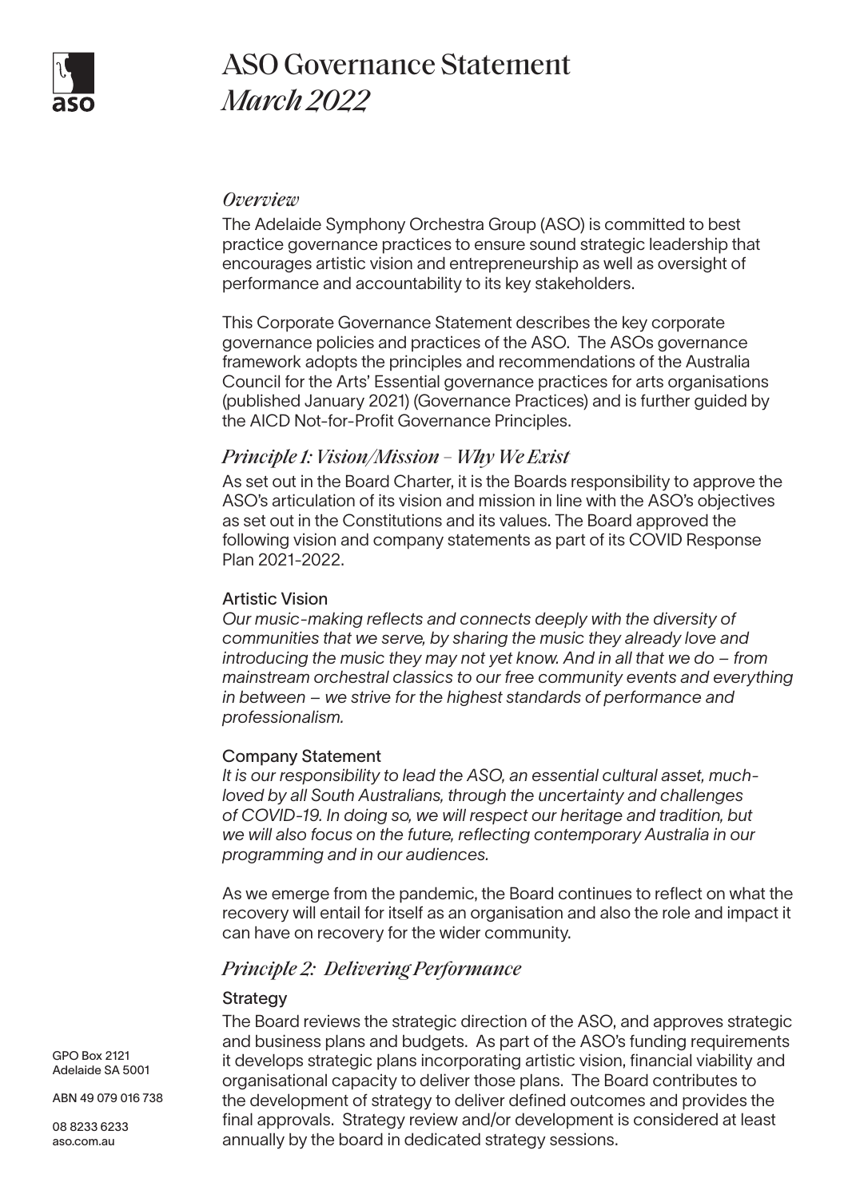# ASO Governance Statement
*March 2022*

## *Overview*

The Adelaide Symphony Orchestra Group (ASO) is committed to best practice governance practices to ensure sound strategic leadership that encourages artistic vision and entrepreneurship as well as oversight of performance and accountability to its key stakeholders.

This Corporate Governance Statement describes the key corporate governance policies and practices of the ASO. The ASOs governance framework adopts the principles and recommendations of the Australia Council for the Arts' Essential governance practices for arts organisations (published January 2021) (Governance Practices) and is further guided by the AICD Not-for-Profit Governance Principles.

## *Principle 1: Vision/Mission – Why We Exist*

As set out in the Board Charter, it is the Boards responsibility to approve the ASO's articulation of its vision and mission in line with the ASO's objectives as set out in the Constitutions and its values. The Board approved the following vision and company statements as part of its COVID Response Plan 2021-2022.

### Artistic Vision

*Our music-making reflects and connects deeply with the diversity of communities that we serve, by sharing the music they already love and introducing the music they may not yet know. And in all that we do – from mainstream orchestral classics to our free community events and everything in between – we strive for the highest standards of performance and professionalism.*

### Company Statement

*It is our responsibility to lead the ASO, an essential cultural asset, much-loved by all South Australians, through the uncertainty and challenges of COVID-19. In doing so, we will respect our heritage and tradition, but we will also focus on the future, reflecting contemporary Australia in our programming and in our audiences.*

As we emerge from the pandemic, the Board continues to reflect on what the recovery will entail for itself as an organisation and also the role and impact it can have on recovery for the wider community.

## *Principle 2: Delivering Performance*

### Strategy

The Board reviews the strategic direction of the ASO, and approves strategic and business plans and budgets. As part of the ASO's funding requirements it develops strategic plans incorporating artistic vision, financial viability and organisational capacity to deliver those plans. The Board contributes to the development of strategy to deliver defined outcomes and provides the final approvals. Strategy review and/or development is considered at least annually by the board in dedicated strategy sessions.

GPO Box 2121
Adelaide SA 5001

ABN 49 079 016 738

08 8233 6233
aso.com.au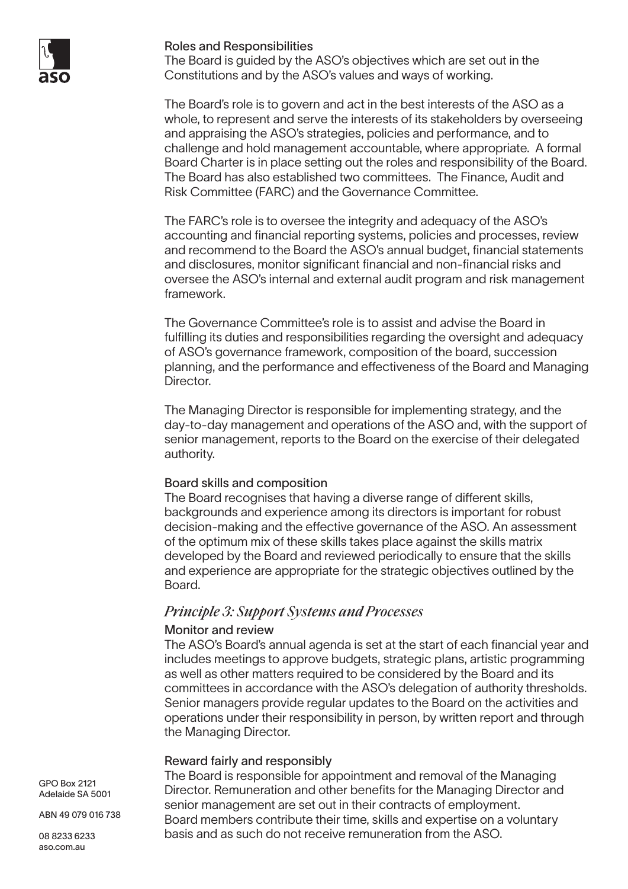### Roles and Responsibilities

The Board is guided by the ASO's objectives which are set out in the Constitutions and by the ASO's values and ways of working.

The Board's role is to govern and act in the best interests of the ASO as a whole, to represent and serve the interests of its stakeholders by overseeing and appraising the ASO's strategies, policies and performance, and to challenge and hold management accountable, where appropriate. A formal Board Charter is in place setting out the roles and responsibility of the Board. The Board has also established two committees. The Finance, Audit and Risk Committee (FARC) and the Governance Committee.

The FARC's role is to oversee the integrity and adequacy of the ASO's accounting and financial reporting systems, policies and processes, review and recommend to the Board the ASO's annual budget, financial statements and disclosures, monitor significant financial and non-financial risks and oversee the ASO's internal and external audit program and risk management framework.

The Governance Committee's role is to assist and advise the Board in fulfilling its duties and responsibilities regarding the oversight and adequacy of ASO's governance framework, composition of the board, succession planning, and the performance and effectiveness of the Board and Managing Director.

The Managing Director is responsible for implementing strategy, and the day-to-day management and operations of the ASO and, with the support of senior management, reports to the Board on the exercise of their delegated authority.

### Board skills and composition

The Board recognises that having a diverse range of different skills, backgrounds and experience among its directors is important for robust decision-making and the effective governance of the ASO. An assessment of the optimum mix of these skills takes place against the skills matrix developed by the Board and reviewed periodically to ensure that the skills and experience are appropriate for the strategic objectives outlined by the Board.

## *Principle 3: Support Systems and Processes*

### Monitor and review

The ASO's Board's annual agenda is set at the start of each financial year and includes meetings to approve budgets, strategic plans, artistic programming as well as other matters required to be considered by the Board and its committees in accordance with the ASO's delegation of authority thresholds. Senior managers provide regular updates to the Board on the activities and operations under their responsibility in person, by written report and through the Managing Director.

### Reward fairly and responsibly

The Board is responsible for appointment and removal of the Managing Director. Remuneration and other benefits for the Managing Director and senior management are set out in their contracts of employment. Board members contribute their time, skills and expertise on a voluntary basis and as such do not receive remuneration from the ASO.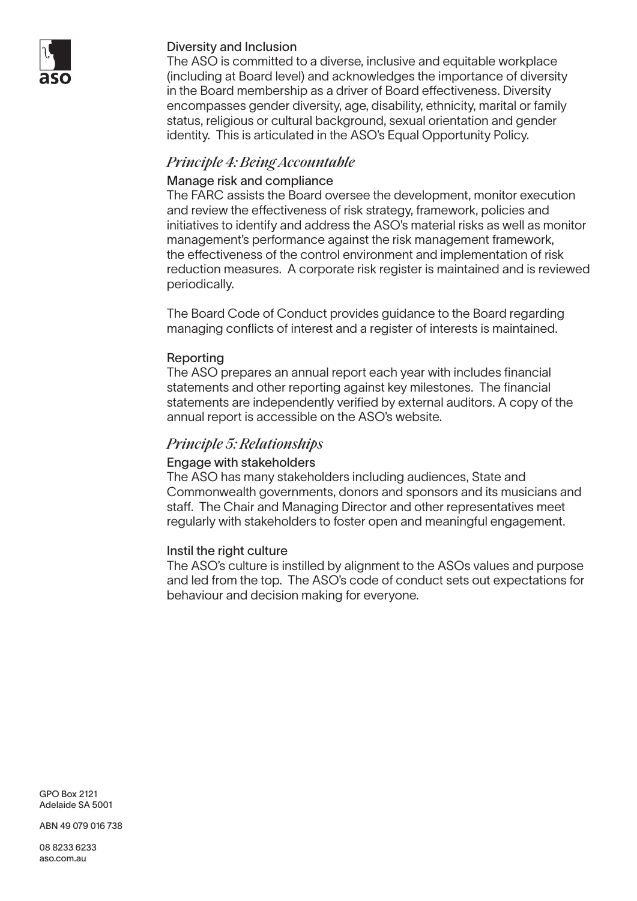#### Diversity and Inclusion

The ASO is committed to a diverse, inclusive and equitable workplace (including at Board level) and acknowledges the importance of diversity in the Board membership as a driver of Board effectiveness. Diversity encompasses gender diversity, age, disability, ethnicity, marital or family status, religious or cultural background, sexual orientation and gender identity. This is articulated in the ASO's Equal Opportunity Policy.

## *Principle 4: Being Accountable*

#### Manage risk and compliance

The FARC assists the Board oversee the development, monitor execution and review the effectiveness of risk strategy, framework, policies and initiatives to identify and address the ASO's material risks as well as monitor management's performance against the risk management framework, the effectiveness of the control environment and implementation of risk reduction measures. A corporate risk register is maintained and is reviewed periodically.

The Board Code of Conduct provides guidance to the Board regarding managing conflicts of interest and a register of interests is maintained.

#### Reporting

The ASO prepares an annual report each year with includes financial statements and other reporting against key milestones. The financial statements are independently verified by external auditors. A copy of the annual report is accessible on the ASO's website.

## *Principle 5: Relationships*

#### Engage with stakeholders

The ASO has many stakeholders including audiences, State and Commonwealth governments, donors and sponsors and its musicians and staff. The Chair and Managing Director and other representatives meet regularly with stakeholders to foster open and meaningful engagement.

#### Instil the right culture

The ASO's culture is instilled by alignment to the ASOs values and purpose and led from the top. The ASO's code of conduct sets out expectations for behaviour and decision making for everyone.